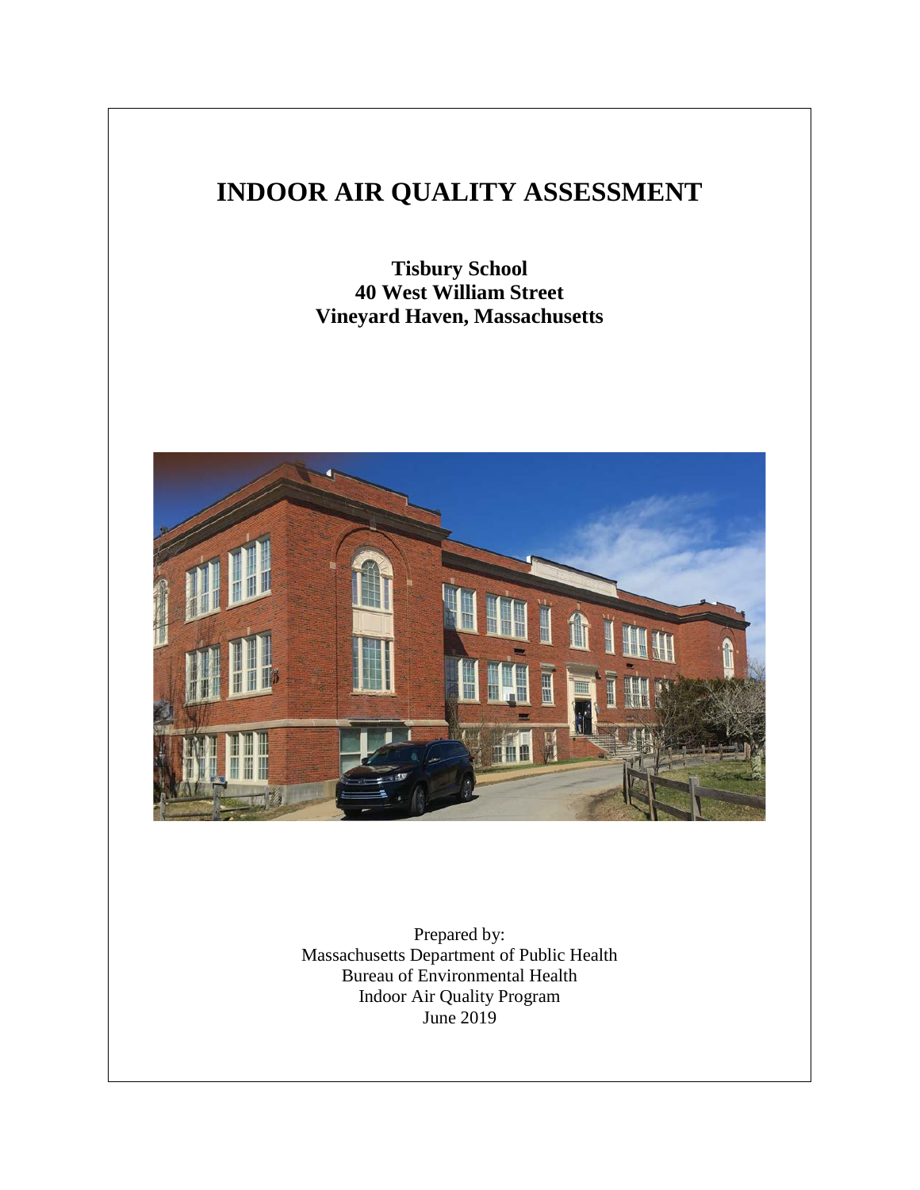# INDOOR AIR QUALITY ASSESSMENT

**Tisbury School**
**40 West William Street**
**Vineyard Haven, Massachusetts**

Prepared by:
Massachusetts Department of Public Health
Bureau of Environmental Health
Indoor Air Quality Program
June 2019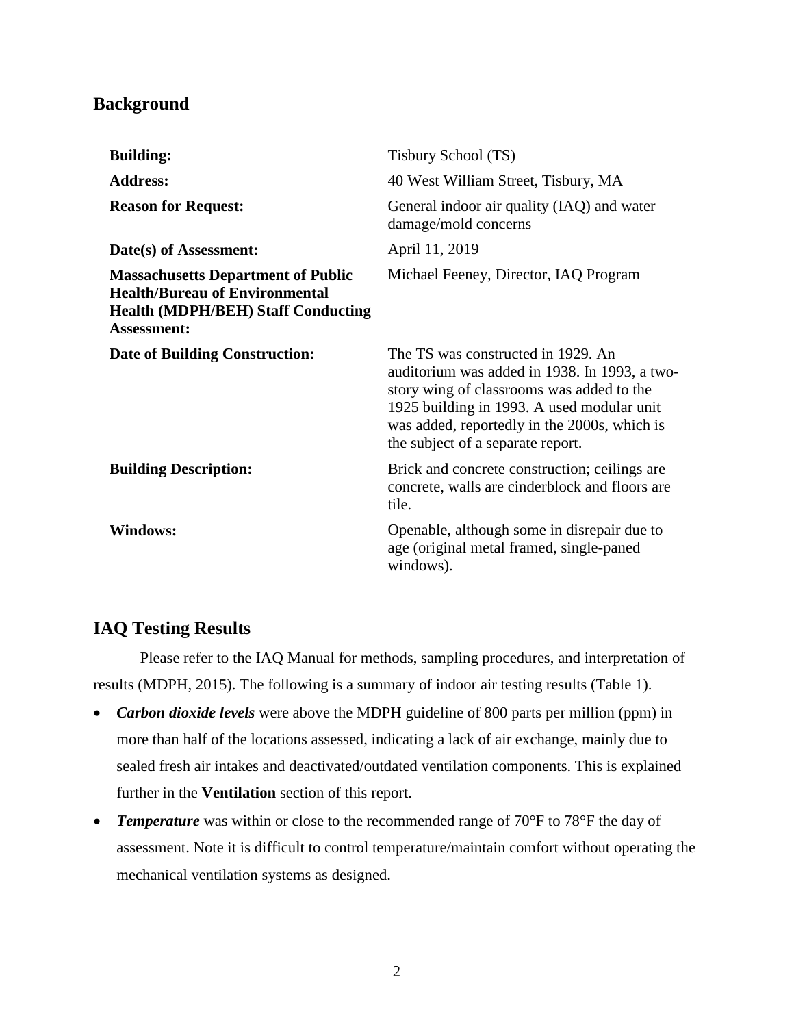## Background

| | |
|---|---|
| **Building:** | Tisbury School (TS) |
| **Address:** | 40 West William Street, Tisbury, MA |
| **Reason for Request:** | General indoor air quality (IAQ) and water damage/mold concerns |
| **Date(s) of Assessment:** | April 11, 2019 |
| **Massachusetts Department of Public Health/Bureau of Environmental Health (MDPH/BEH) Staff Conducting Assessment:** | Michael Feeney, Director, IAQ Program |
| **Date of Building Construction:** | The TS was constructed in 1929. An auditorium was added in 1938. In 1993, a two-story wing of classrooms was added to the 1925 building in 1993. A used modular unit was added, reportedly in the 2000s, which is the subject of a separate report. |
| **Building Description:** | Brick and concrete construction; ceilings are concrete, walls are cinderblock and floors are tile. |
| **Windows:** | Openable, although some in disrepair due to age (original metal framed, single-paned windows). |

## IAQ Testing Results

Please refer to the IAQ Manual for methods, sampling procedures, and interpretation of results (MDPH, 2015). The following is a summary of indoor air testing results (Table 1).

- ***Carbon dioxide levels*** were above the MDPH guideline of 800 parts per million (ppm) in more than half of the locations assessed, indicating a lack of air exchange, mainly due to sealed fresh air intakes and deactivated/outdated ventilation components. This is explained further in the **Ventilation** section of this report.
- ***Temperature*** was within or close to the recommended range of 70°F to 78°F the day of assessment. Note it is difficult to control temperature/maintain comfort without operating the mechanical ventilation systems as designed.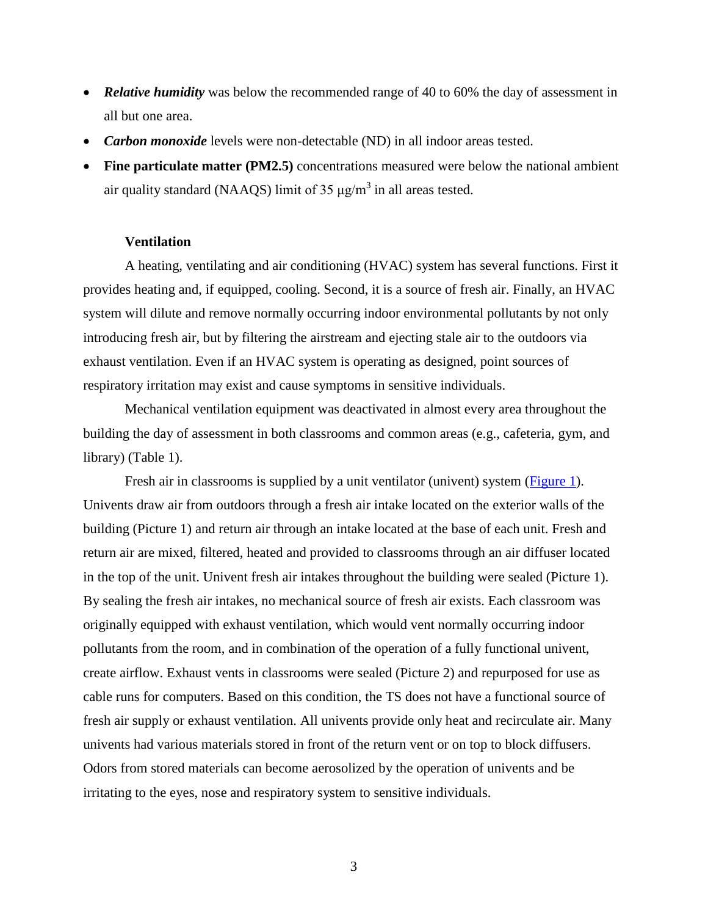- ***Relative humidity*** was below the recommended range of 40 to 60% the day of assessment in all but one area.
- ***Carbon monoxide*** levels were non-detectable (ND) in all indoor areas tested.
- **Fine particulate matter (PM2.5)** concentrations measured were below the national ambient air quality standard (NAAQS) limit of 35 $\mu g/m^3$ in all areas tested.

### Ventilation

A heating, ventilating and air conditioning (HVAC) system has several functions. First it provides heating and, if equipped, cooling. Second, it is a source of fresh air. Finally, an HVAC system will dilute and remove normally occurring indoor environmental pollutants by not only introducing fresh air, but by filtering the airstream and ejecting stale air to the outdoors via exhaust ventilation. Even if an HVAC system is operating as designed, point sources of respiratory irritation may exist and cause symptoms in sensitive individuals.

Mechanical ventilation equipment was deactivated in almost every area throughout the building the day of assessment in both classrooms and common areas (e.g., cafeteria, gym, and library) (Table 1).

Fresh air in classrooms is supplied by a unit ventilator (univent) system (Figure 1). Univents draw air from outdoors through a fresh air intake located on the exterior walls of the building (Picture 1) and return air through an intake located at the base of each unit. Fresh and return air are mixed, filtered, heated and provided to classrooms through an air diffuser located in the top of the unit. Univent fresh air intakes throughout the building were sealed (Picture 1). By sealing the fresh air intakes, no mechanical source of fresh air exists. Each classroom was originally equipped with exhaust ventilation, which would vent normally occurring indoor pollutants from the room, and in combination of the operation of a fully functional univent, create airflow. Exhaust vents in classrooms were sealed (Picture 2) and repurposed for use as cable runs for computers. Based on this condition, the TS does not have a functional source of fresh air supply or exhaust ventilation. All univents provide only heat and recirculate air. Many univents had various materials stored in front of the return vent or on top to block diffusers. Odors from stored materials can become aerosolized by the operation of univents and be irritating to the eyes, nose and respiratory system to sensitive individuals.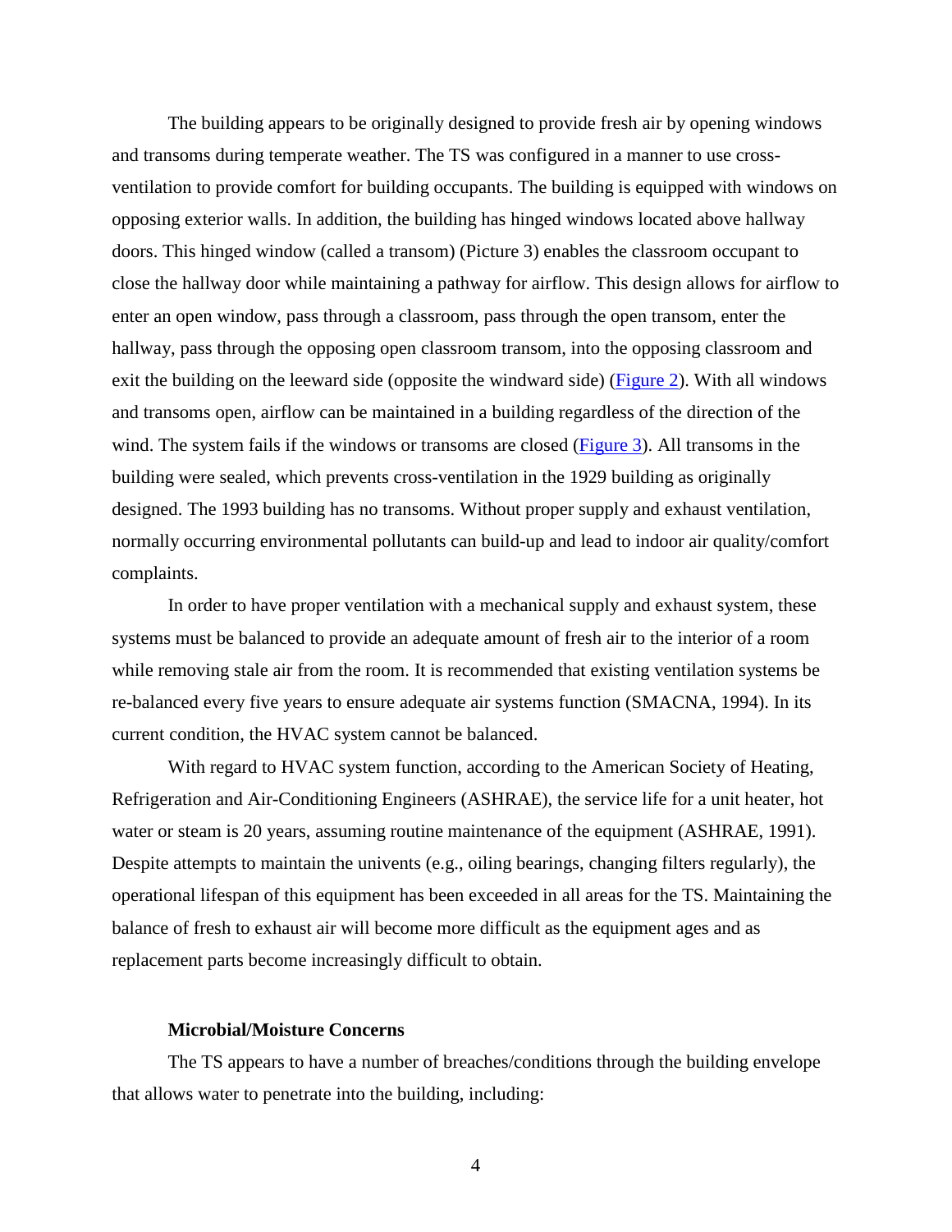The building appears to be originally designed to provide fresh air by opening windows and transoms during temperate weather. The TS was configured in a manner to use cross-ventilation to provide comfort for building occupants. The building is equipped with windows on opposing exterior walls. In addition, the building has hinged windows located above hallway doors. This hinged window (called a transom) (Picture 3) enables the classroom occupant to close the hallway door while maintaining a pathway for airflow. This design allows for airflow to enter an open window, pass through a classroom, pass through the open transom, enter the hallway, pass through the opposing open classroom transom, into the opposing classroom and exit the building on the leeward side (opposite the windward side) (Figure 2). With all windows and transoms open, airflow can be maintained in a building regardless of the direction of the wind. The system fails if the windows or transoms are closed (Figure 3). All transoms in the building were sealed, which prevents cross-ventilation in the 1929 building as originally designed. The 1993 building has no transoms. Without proper supply and exhaust ventilation, normally occurring environmental pollutants can build-up and lead to indoor air quality/comfort complaints.

In order to have proper ventilation with a mechanical supply and exhaust system, these systems must be balanced to provide an adequate amount of fresh air to the interior of a room while removing stale air from the room. It is recommended that existing ventilation systems be re-balanced every five years to ensure adequate air systems function (SMACNA, 1994). In its current condition, the HVAC system cannot be balanced.

With regard to HVAC system function, according to the American Society of Heating, Refrigeration and Air-Conditioning Engineers (ASHRAE), the service life for a unit heater, hot water or steam is 20 years, assuming routine maintenance of the equipment (ASHRAE, 1991). Despite attempts to maintain the univents (e.g., oiling bearings, changing filters regularly), the operational lifespan of this equipment has been exceeded in all areas for the TS. Maintaining the balance of fresh to exhaust air will become more difficult as the equipment ages and as replacement parts become increasingly difficult to obtain.

### Microbial/Moisture Concerns

The TS appears to have a number of breaches/conditions through the building envelope that allows water to penetrate into the building, including: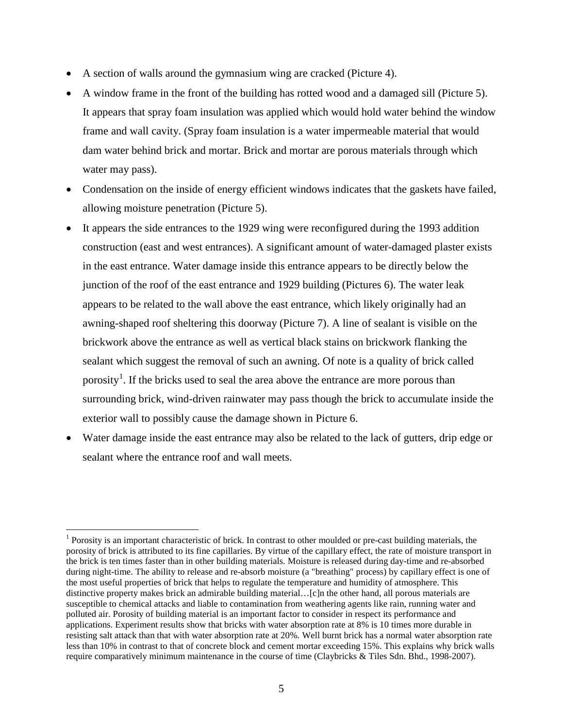- A section of walls around the gymnasium wing are cracked (Picture 4).
- A window frame in the front of the building has rotted wood and a damaged sill (Picture 5). It appears that spray foam insulation was applied which would hold water behind the window frame and wall cavity. (Spray foam insulation is a water impermeable material that would dam water behind brick and mortar. Brick and mortar are porous materials through which water may pass).
- Condensation on the inside of energy efficient windows indicates that the gaskets have failed, allowing moisture penetration (Picture 5).
- It appears the side entrances to the 1929 wing were reconfigured during the 1993 addition construction (east and west entrances). A significant amount of water-damaged plaster exists in the east entrance. Water damage inside this entrance appears to be directly below the junction of the roof of the east entrance and 1929 building (Pictures 6). The water leak appears to be related to the wall above the east entrance, which likely originally had an awning-shaped roof sheltering this doorway (Picture 7). A line of sealant is visible on the brickwork above the entrance as well as vertical black stains on brickwork flanking the sealant which suggest the removal of such an awning. Of note is a quality of brick called porosity[1]. If the bricks used to seal the area above the entrance are more porous than surrounding brick, wind-driven rainwater may pass though the brick to accumulate inside the exterior wall to possibly cause the damage shown in Picture 6.
- Water damage inside the east entrance may also be related to the lack of gutters, drip edge or sealant where the entrance roof and wall meets.

---

[1] Porosity is an important characteristic of brick. In contrast to other moulded or pre-cast building materials, the porosity of brick is attributed to its fine capillaries. By virtue of the capillary effect, the rate of moisture transport in the brick is ten times faster than in other building materials. Moisture is released during day-time and re-absorbed during night-time. The ability to release and re-absorb moisture (a "breathing" process) by capillary effect is one of the most useful properties of brick that helps to regulate the temperature and humidity of atmosphere. This distinctive property makes brick an admirable building material…[c]n the other hand, all porous materials are susceptible to chemical attacks and liable to contamination from weathering agents like rain, running water and polluted air. Porosity of building material is an important factor to consider in respect its performance and applications. Experiment results show that bricks with water absorption rate at 8% is 10 times more durable in resisting salt attack than that with water absorption rate at 20%. Well burnt brick has a normal water absorption rate less than 10% in contrast to that of concrete block and cement mortar exceeding 15%. This explains why brick walls require comparatively minimum maintenance in the course of time (Claybricks & Tiles Sdn. Bhd., 1998-2007).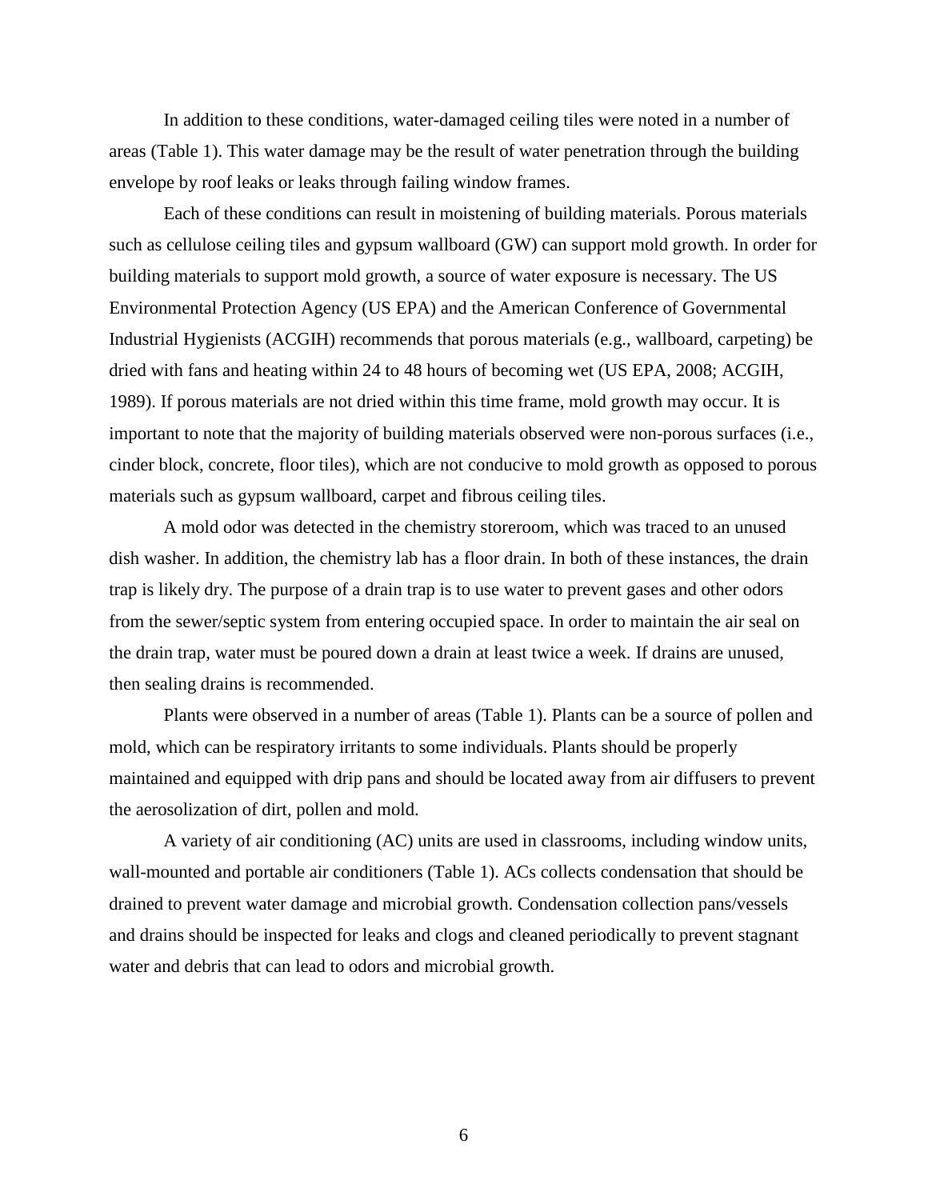In addition to these conditions, water-damaged ceiling tiles were noted in a number of areas (Table 1). This water damage may be the result of water penetration through the building envelope by roof leaks or leaks through failing window frames.

Each of these conditions can result in moistening of building materials. Porous materials such as cellulose ceiling tiles and gypsum wallboard (GW) can support mold growth. In order for building materials to support mold growth, a source of water exposure is necessary. The US Environmental Protection Agency (US EPA) and the American Conference of Governmental Industrial Hygienists (ACGIH) recommends that porous materials (e.g., wallboard, carpeting) be dried with fans and heating within 24 to 48 hours of becoming wet (US EPA, 2008; ACGIH, 1989). If porous materials are not dried within this time frame, mold growth may occur. It is important to note that the majority of building materials observed were non-porous surfaces (i.e., cinder block, concrete, floor tiles), which are not conducive to mold growth as opposed to porous materials such as gypsum wallboard, carpet and fibrous ceiling tiles.

A mold odor was detected in the chemistry storeroom, which was traced to an unused dish washer. In addition, the chemistry lab has a floor drain. In both of these instances, the drain trap is likely dry. The purpose of a drain trap is to use water to prevent gases and other odors from the sewer/septic system from entering occupied space. In order to maintain the air seal on the drain trap, water must be poured down a drain at least twice a week. If drains are unused, then sealing drains is recommended.

Plants were observed in a number of areas (Table 1). Plants can be a source of pollen and mold, which can be respiratory irritants to some individuals. Plants should be properly maintained and equipped with drip pans and should be located away from air diffusers to prevent the aerosolization of dirt, pollen and mold.

A variety of air conditioning (AC) units are used in classrooms, including window units, wall-mounted and portable air conditioners (Table 1). ACs collects condensation that should be drained to prevent water damage and microbial growth. Condensation collection pans/vessels and drains should be inspected for leaks and clogs and cleaned periodically to prevent stagnant water and debris that can lead to odors and microbial growth.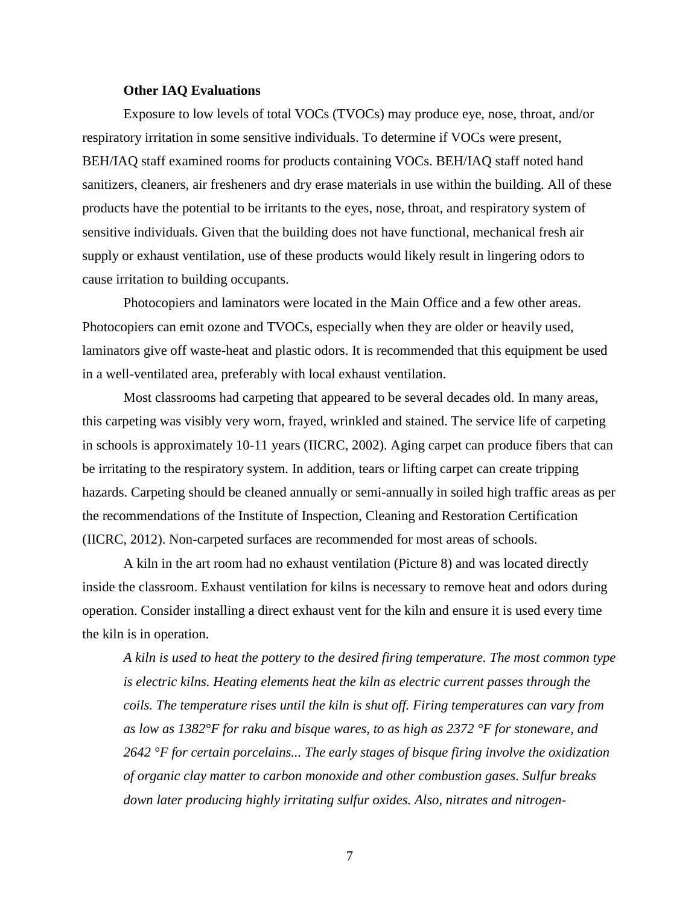**Other IAQ Evaluations**

Exposure to low levels of total VOCs (TVOCs) may produce eye, nose, throat, and/or respiratory irritation in some sensitive individuals. To determine if VOCs were present, BEH/IAQ staff examined rooms for products containing VOCs. BEH/IAQ staff noted hand sanitizers, cleaners, air fresheners and dry erase materials in use within the building. All of these products have the potential to be irritants to the eyes, nose, throat, and respiratory system of sensitive individuals. Given that the building does not have functional, mechanical fresh air supply or exhaust ventilation, use of these products would likely result in lingering odors to cause irritation to building occupants.

Photocopiers and laminators were located in the Main Office and a few other areas. Photocopiers can emit ozone and TVOCs, especially when they are older or heavily used, laminators give off waste-heat and plastic odors. It is recommended that this equipment be used in a well-ventilated area, preferably with local exhaust ventilation.

Most classrooms had carpeting that appeared to be several decades old. In many areas, this carpeting was visibly very worn, frayed, wrinkled and stained. The service life of carpeting in schools is approximately 10-11 years (IICRC, 2002). Aging carpet can produce fibers that can be irritating to the respiratory system. In addition, tears or lifting carpet can create tripping hazards. Carpeting should be cleaned annually or semi-annually in soiled high traffic areas as per the recommendations of the Institute of Inspection, Cleaning and Restoration Certification (IICRC, 2012). Non-carpeted surfaces are recommended for most areas of schools.

A kiln in the art room had no exhaust ventilation (Picture 8) and was located directly inside the classroom. Exhaust ventilation for kilns is necessary to remove heat and odors during operation. Consider installing a direct exhaust vent for the kiln and ensure it is used every time the kiln is in operation.

> *A kiln is used to heat the pottery to the desired firing temperature. The most common type is electric kilns. Heating elements heat the kiln as electric current passes through the coils. The temperature rises until the kiln is shut off. Firing temperatures can vary from as low as 1382°F for raku and bisque wares, to as high as 2372 °F for stoneware, and 2642 °F for certain porcelains... The early stages of bisque firing involve the oxidization of organic clay matter to carbon monoxide and other combustion gases. Sulfur breaks down later producing highly irritating sulfur oxides. Also, nitrates and nitrogen-*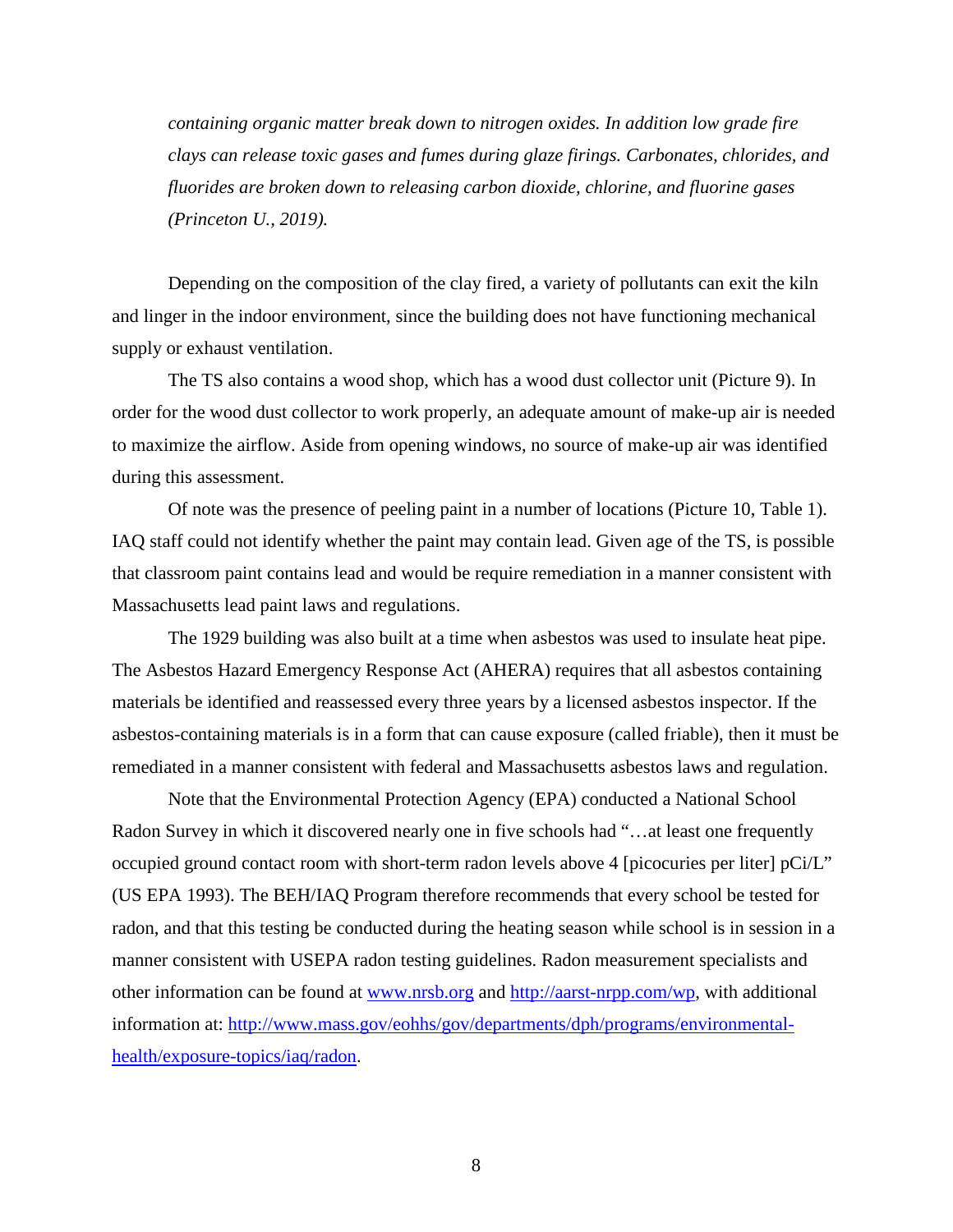> *containing organic matter break down to nitrogen oxides. In addition low grade fire clays can release toxic gases and fumes during glaze firings. Carbonates, chlorides, and fluorides are broken down to releasing carbon dioxide, chlorine, and fluorine gases (Princeton U., 2019).*

Depending on the composition of the clay fired, a variety of pollutants can exit the kiln and linger in the indoor environment, since the building does not have functioning mechanical supply or exhaust ventilation.

The TS also contains a wood shop, which has a wood dust collector unit (Picture 9). In order for the wood dust collector to work properly, an adequate amount of make-up air is needed to maximize the airflow. Aside from opening windows, no source of make-up air was identified during this assessment.

Of note was the presence of peeling paint in a number of locations (Picture 10, Table 1). IAQ staff could not identify whether the paint may contain lead. Given age of the TS, is possible that classroom paint contains lead and would be require remediation in a manner consistent with Massachusetts lead paint laws and regulations.

The 1929 building was also built at a time when asbestos was used to insulate heat pipe. The Asbestos Hazard Emergency Response Act (AHERA) requires that all asbestos containing materials be identified and reassessed every three years by a licensed asbestos inspector. If the asbestos-containing materials is in a form that can cause exposure (called friable), then it must be remediated in a manner consistent with federal and Massachusetts asbestos laws and regulation.

Note that the Environmental Protection Agency (EPA) conducted a National School Radon Survey in which it discovered nearly one in five schools had "…at least one frequently occupied ground contact room with short-term radon levels above 4 [picocuries per liter] pCi/L" (US EPA 1993). The BEH/IAQ Program therefore recommends that every school be tested for radon, and that this testing be conducted during the heating season while school is in session in a manner consistent with USEPA radon testing guidelines. Radon measurement specialists and other information can be found at [www.nrsb.org](http://www.nrsb.org) and [http://aarst-nrpp.com/wp](http://aarst-nrpp.com/wp), with additional information at: [http://www.mass.gov/eohhs/gov/departments/dph/programs/environmental-health/exposure-topics/iaq/radon](http://www.mass.gov/eohhs/gov/departments/dph/programs/environmental-health/exposure-topics/iaq/radon).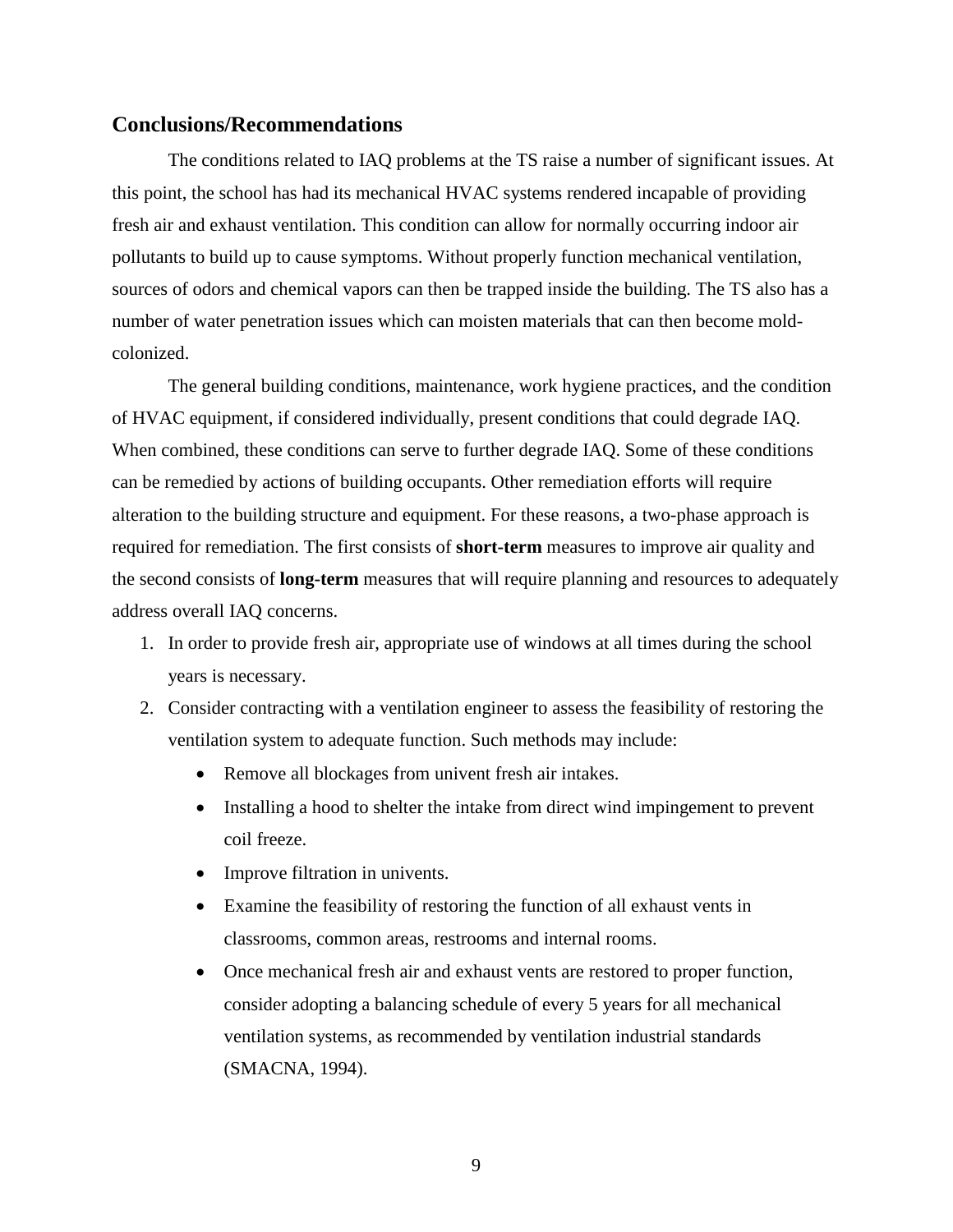## Conclusions/Recommendations

The conditions related to IAQ problems at the TS raise a number of significant issues. At this point, the school has had its mechanical HVAC systems rendered incapable of providing fresh air and exhaust ventilation. This condition can allow for normally occurring indoor air pollutants to build up to cause symptoms. Without properly function mechanical ventilation, sources of odors and chemical vapors can then be trapped inside the building. The TS also has a number of water penetration issues which can moisten materials that can then become mold-colonized.

The general building conditions, maintenance, work hygiene practices, and the condition of HVAC equipment, if considered individually, present conditions that could degrade IAQ. When combined, these conditions can serve to further degrade IAQ. Some of these conditions can be remedied by actions of building occupants. Other remediation efforts will require alteration to the building structure and equipment. For these reasons, a two-phase approach is required for remediation. The first consists of **short-term** measures to improve air quality and the second consists of **long-term** measures that will require planning and resources to adequately address overall IAQ concerns.

1. In order to provide fresh air, appropriate use of windows at all times during the school years is necessary.
2. Consider contracting with a ventilation engineer to assess the feasibility of restoring the ventilation system to adequate function. Such methods may include:
   - Remove all blockages from univent fresh air intakes.
   - Installing a hood to shelter the intake from direct wind impingement to prevent coil freeze.
   - Improve filtration in univents.
   - Examine the feasibility of restoring the function of all exhaust vents in classrooms, common areas, restrooms and internal rooms.
   - Once mechanical fresh air and exhaust vents are restored to proper function, consider adopting a balancing schedule of every 5 years for all mechanical ventilation systems, as recommended by ventilation industrial standards (SMACNA, 1994).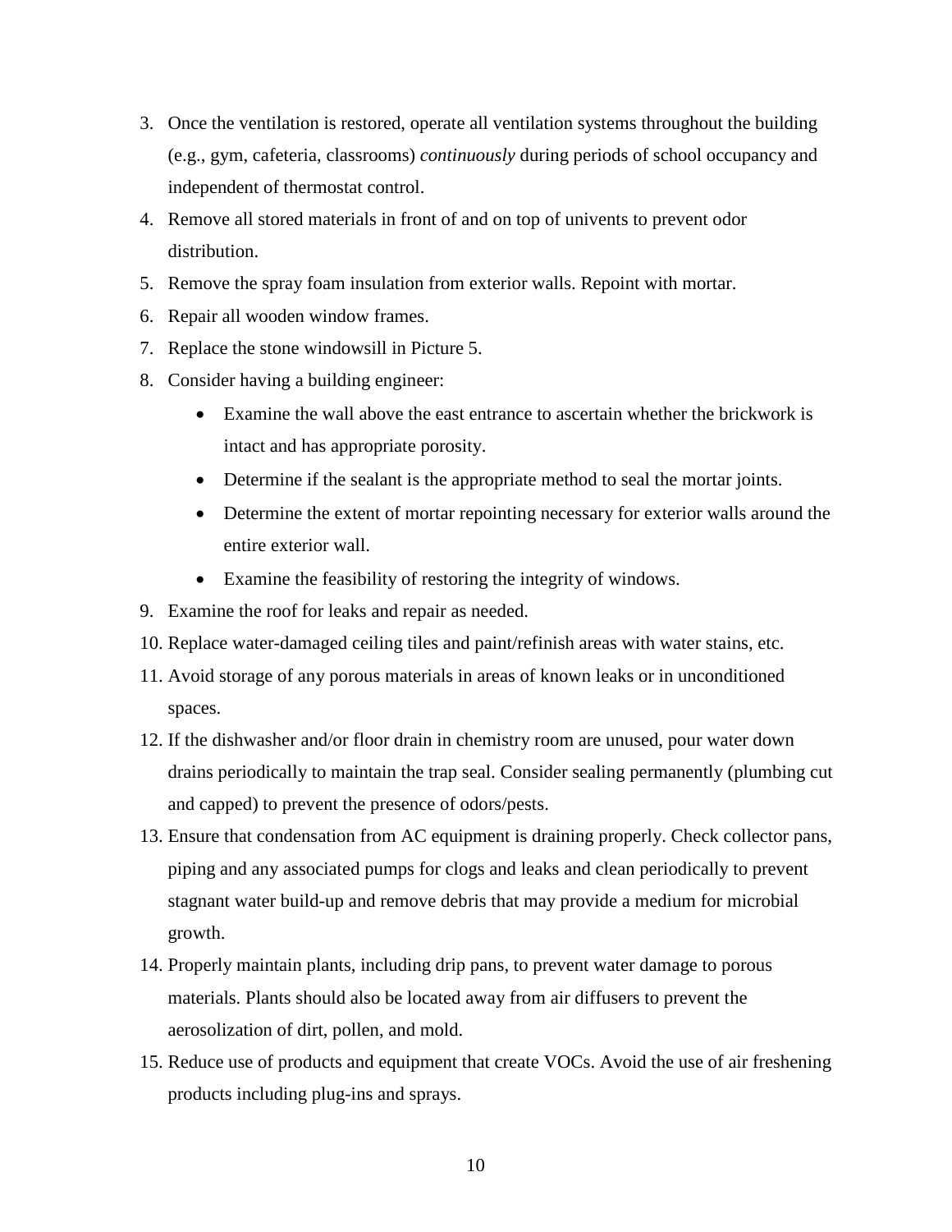3. Once the ventilation is restored, operate all ventilation systems throughout the building (e.g., gym, cafeteria, classrooms) *continuously* during periods of school occupancy and independent of thermostat control.
4. Remove all stored materials in front of and on top of univents to prevent odor distribution.
5. Remove the spray foam insulation from exterior walls. Repoint with mortar.
6. Repair all wooden window frames.
7. Replace the stone windowsill in Picture 5.
8. Consider having a building engineer:
    - Examine the wall above the east entrance to ascertain whether the brickwork is intact and has appropriate porosity.
    - Determine if the sealant is the appropriate method to seal the mortar joints.
    - Determine the extent of mortar repointing necessary for exterior walls around the entire exterior wall.
    - Examine the feasibility of restoring the integrity of windows.
9. Examine the roof for leaks and repair as needed.
10. Replace water-damaged ceiling tiles and paint/refinish areas with water stains, etc.
11. Avoid storage of any porous materials in areas of known leaks or in unconditioned spaces.
12. If the dishwasher and/or floor drain in chemistry room are unused, pour water down drains periodically to maintain the trap seal. Consider sealing permanently (plumbing cut and capped) to prevent the presence of odors/pests.
13. Ensure that condensation from AC equipment is draining properly. Check collector pans, piping and any associated pumps for clogs and leaks and clean periodically to prevent stagnant water build-up and remove debris that may provide a medium for microbial growth.
14. Properly maintain plants, including drip pans, to prevent water damage to porous materials. Plants should also be located away from air diffusers to prevent the aerosolization of dirt, pollen, and mold.
15. Reduce use of products and equipment that create VOCs. Avoid the use of air freshening products including plug-ins and sprays.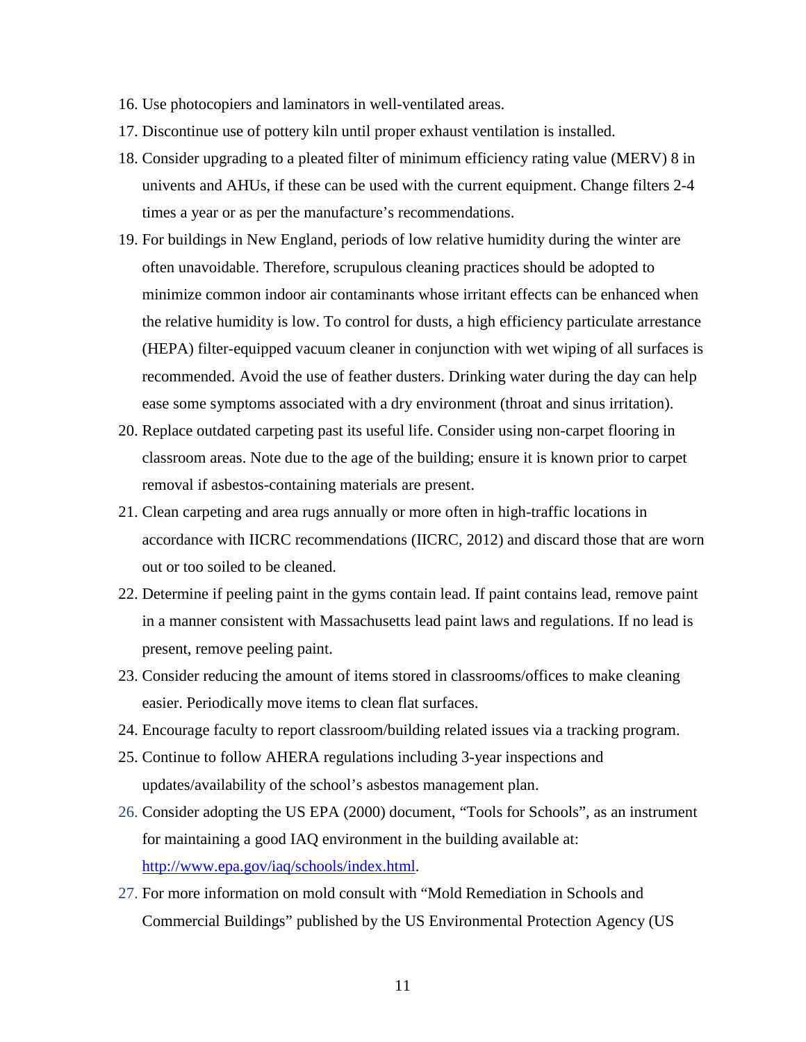16. Use photocopiers and laminators in well-ventilated areas.
17. Discontinue use of pottery kiln until proper exhaust ventilation is installed.
18. Consider upgrading to a pleated filter of minimum efficiency rating value (MERV) 8 in univents and AHUs, if these can be used with the current equipment. Change filters 2-4 times a year or as per the manufacture's recommendations.
19. For buildings in New England, periods of low relative humidity during the winter are often unavoidable. Therefore, scrupulous cleaning practices should be adopted to minimize common indoor air contaminants whose irritant effects can be enhanced when the relative humidity is low. To control for dusts, a high efficiency particulate arrestance (HEPA) filter-equipped vacuum cleaner in conjunction with wet wiping of all surfaces is recommended. Avoid the use of feather dusters. Drinking water during the day can help ease some symptoms associated with a dry environment (throat and sinus irritation).
20. Replace outdated carpeting past its useful life. Consider using non-carpet flooring in classroom areas. Note due to the age of the building; ensure it is known prior to carpet removal if asbestos-containing materials are present.
21. Clean carpeting and area rugs annually or more often in high-traffic locations in accordance with IICRC recommendations (IICRC, 2012) and discard those that are worn out or too soiled to be cleaned.
22. Determine if peeling paint in the gyms contain lead. If paint contains lead, remove paint in a manner consistent with Massachusetts lead paint laws and regulations. If no lead is present, remove peeling paint.
23. Consider reducing the amount of items stored in classrooms/offices to make cleaning easier. Periodically move items to clean flat surfaces.
24. Encourage faculty to report classroom/building related issues via a tracking program.
25. Continue to follow AHERA regulations including 3-year inspections and updates/availability of the school's asbestos management plan.
26. Consider adopting the US EPA (2000) document, "Tools for Schools", as an instrument for maintaining a good IAQ environment in the building available at: http://www.epa.gov/iaq/schools/index.html.
27. For more information on mold consult with "Mold Remediation in Schools and Commercial Buildings" published by the US Environmental Protection Agency (US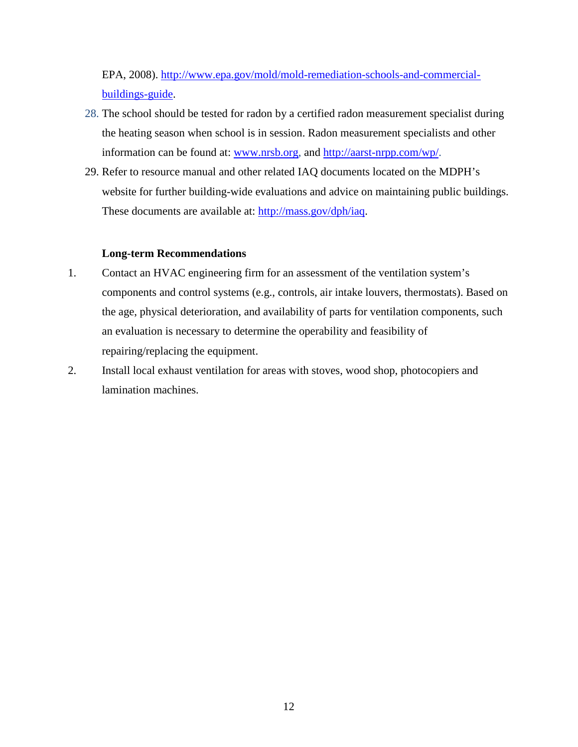EPA, 2008). [http://www.epa.gov/mold/mold-remediation-schools-and-commercial-buildings-guide](http://www.epa.gov/mold/mold-remediation-schools-and-commercial-buildings-guide).

28. The school should be tested for radon by a certified radon measurement specialist during the heating season when school is in session. Radon measurement specialists and other information can be found at: [www.nrsb.org](http://www.nrsb.org), and [http://aarst-nrpp.com/wp/](http://aarst-nrpp.com/wp/).
29. Refer to resource manual and other related IAQ documents located on the MDPH's website for further building-wide evaluations and advice on maintaining public buildings. These documents are available at: [http://mass.gov/dph/iaq](http://mass.gov/dph/iaq).

**Long-term Recommendations**

1. Contact an HVAC engineering firm for an assessment of the ventilation system's components and control systems (e.g., controls, air intake louvers, thermostats). Based on the age, physical deterioration, and availability of parts for ventilation components, such an evaluation is necessary to determine the operability and feasibility of repairing/replacing the equipment.
2. Install local exhaust ventilation for areas with stoves, wood shop, photocopiers and lamination machines.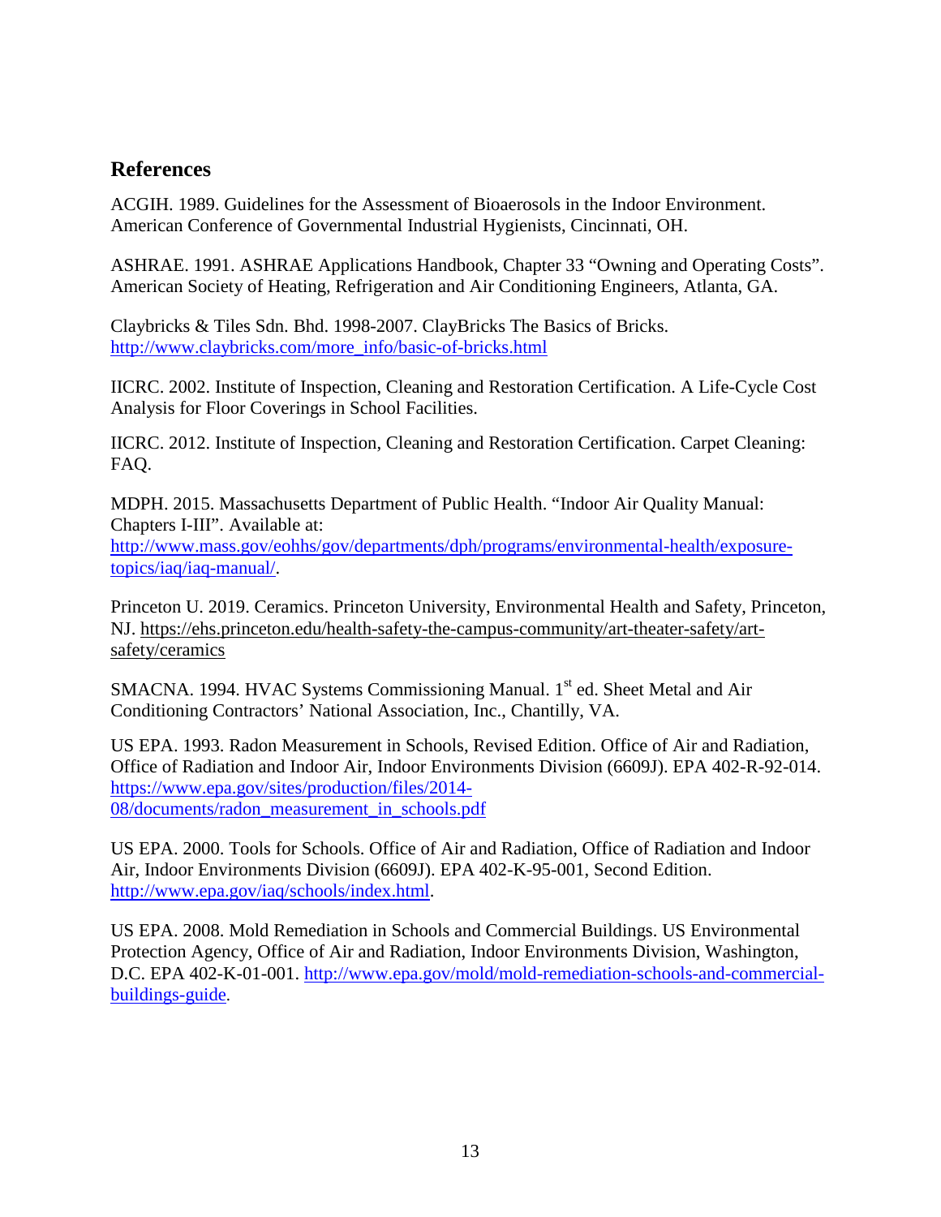## References

ACGIH. 1989. Guidelines for the Assessment of Bioaerosols in the Indoor Environment. American Conference of Governmental Industrial Hygienists, Cincinnati, OH.

ASHRAE. 1991. ASHRAE Applications Handbook, Chapter 33 "Owning and Operating Costs". American Society of Heating, Refrigeration and Air Conditioning Engineers, Atlanta, GA.

Claybricks & Tiles Sdn. Bhd. 1998-2007. ClayBricks The Basics of Bricks. http://www.claybricks.com/more_info/basic-of-bricks.html

IICRC. 2002. Institute of Inspection, Cleaning and Restoration Certification. A Life-Cycle Cost Analysis for Floor Coverings in School Facilities.

IICRC. 2012. Institute of Inspection, Cleaning and Restoration Certification. Carpet Cleaning: FAQ.

MDPH. 2015. Massachusetts Department of Public Health. "Indoor Air Quality Manual: Chapters I-III". Available at: http://www.mass.gov/eohhs/gov/departments/dph/programs/environmental-health/exposure-topics/iaq/iaq-manual/.

Princeton U. 2019. Ceramics. Princeton University, Environmental Health and Safety, Princeton, NJ. https://ehs.princeton.edu/health-safety-the-campus-community/art-theater-safety/art-safety/ceramics

SMACNA. 1994. HVAC Systems Commissioning Manual. 1st ed. Sheet Metal and Air Conditioning Contractors' National Association, Inc., Chantilly, VA.

US EPA. 1993. Radon Measurement in Schools, Revised Edition. Office of Air and Radiation, Office of Radiation and Indoor Air, Indoor Environments Division (6609J). EPA 402-R-92-014. https://www.epa.gov/sites/production/files/2014-08/documents/radon_measurement_in_schools.pdf

US EPA. 2000. Tools for Schools. Office of Air and Radiation, Office of Radiation and Indoor Air, Indoor Environments Division (6609J). EPA 402-K-95-001, Second Edition. http://www.epa.gov/iaq/schools/index.html.

US EPA. 2008. Mold Remediation in Schools and Commercial Buildings. US Environmental Protection Agency, Office of Air and Radiation, Indoor Environments Division, Washington, D.C. EPA 402-K-01-001. http://www.epa.gov/mold/mold-remediation-schools-and-commercial-buildings-guide.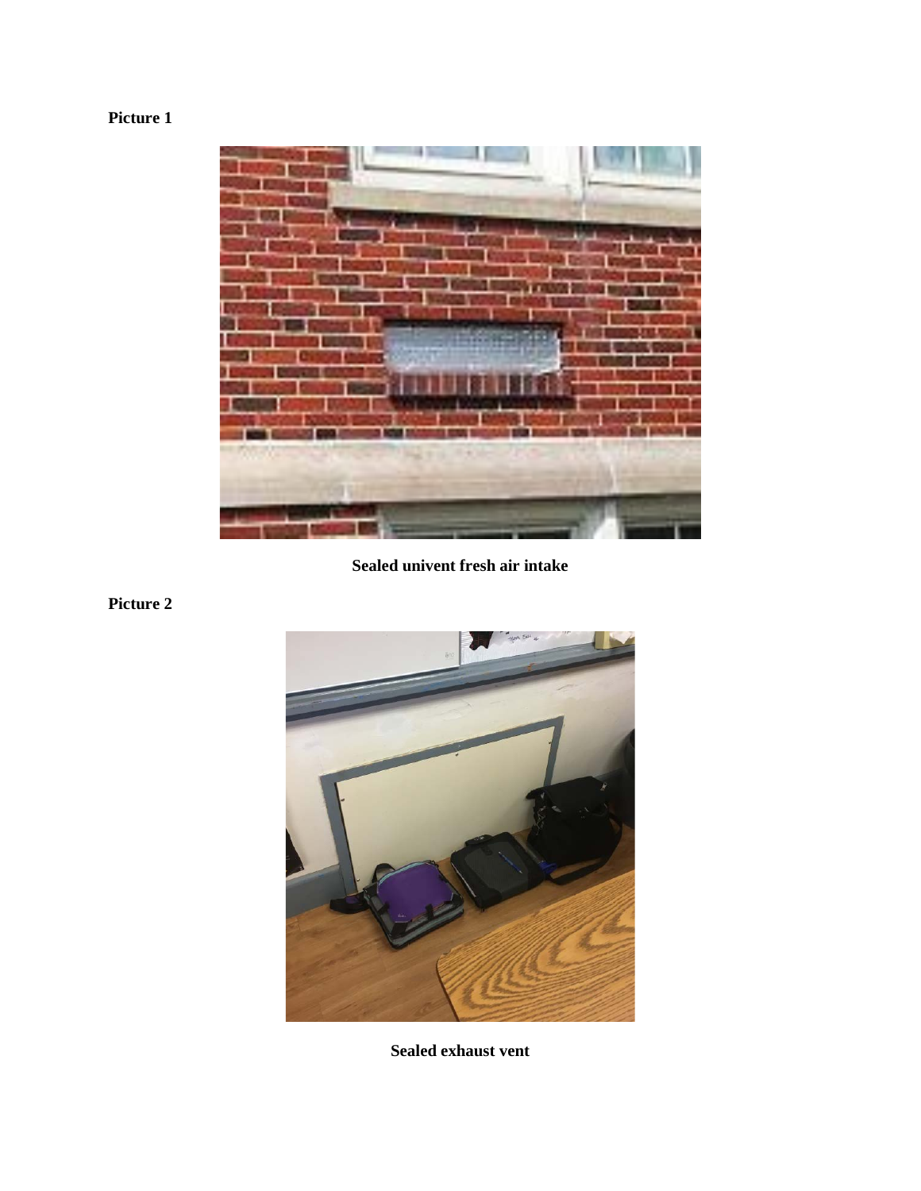**Picture 1**

**Sealed univent fresh air intake**

**Picture 2**

**Sealed exhaust vent**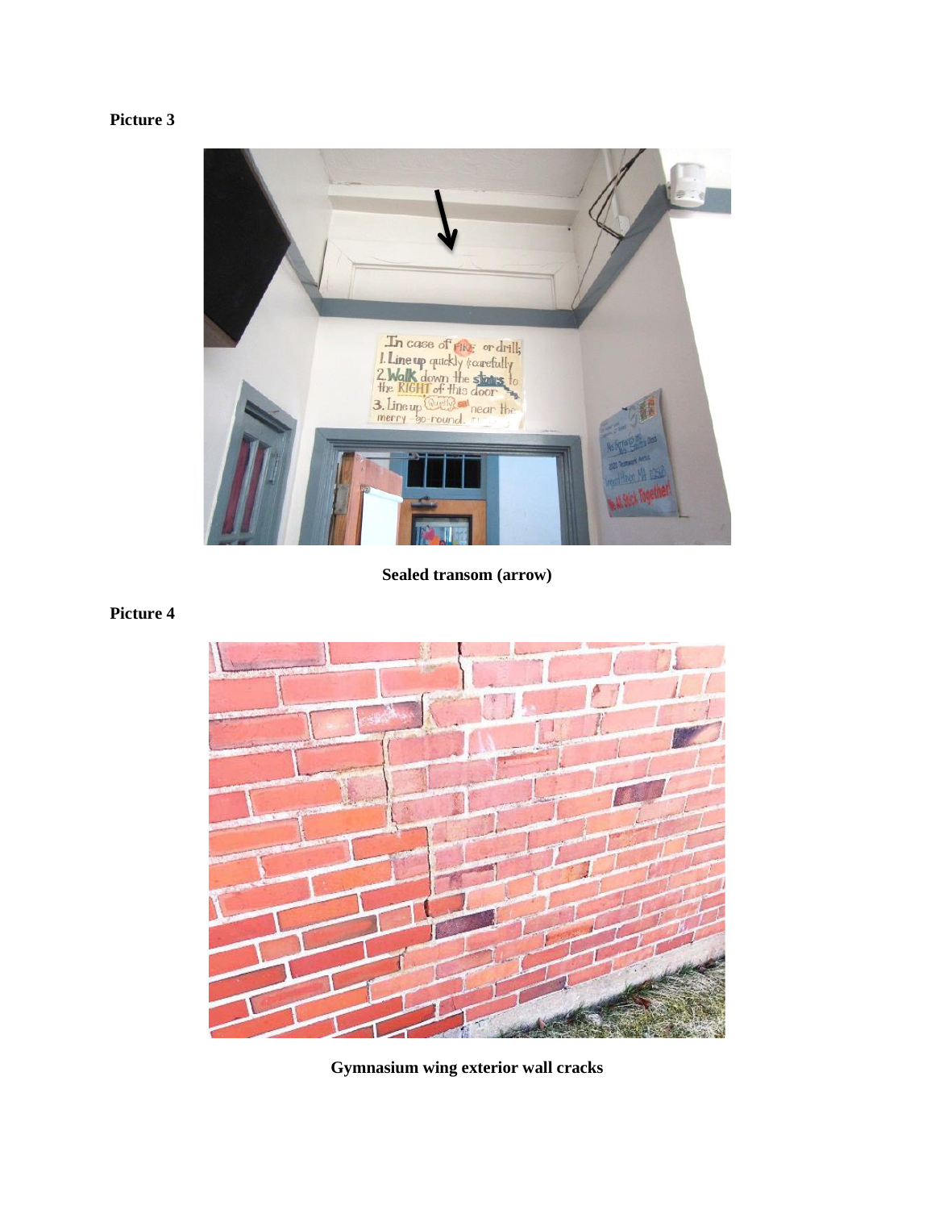**Picture 3**

**Sealed transom (arrow)**

**Picture 4**

**Gymnasium wing exterior wall cracks**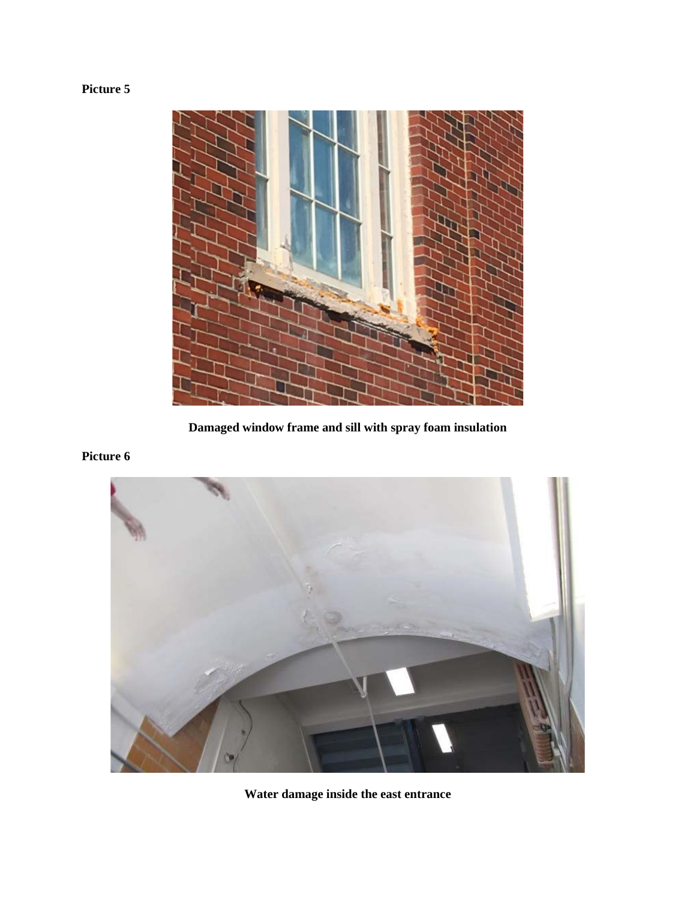**Picture 5**

**Damaged window frame and sill with spray foam insulation**

**Picture 6**

**Water damage inside the east entrance**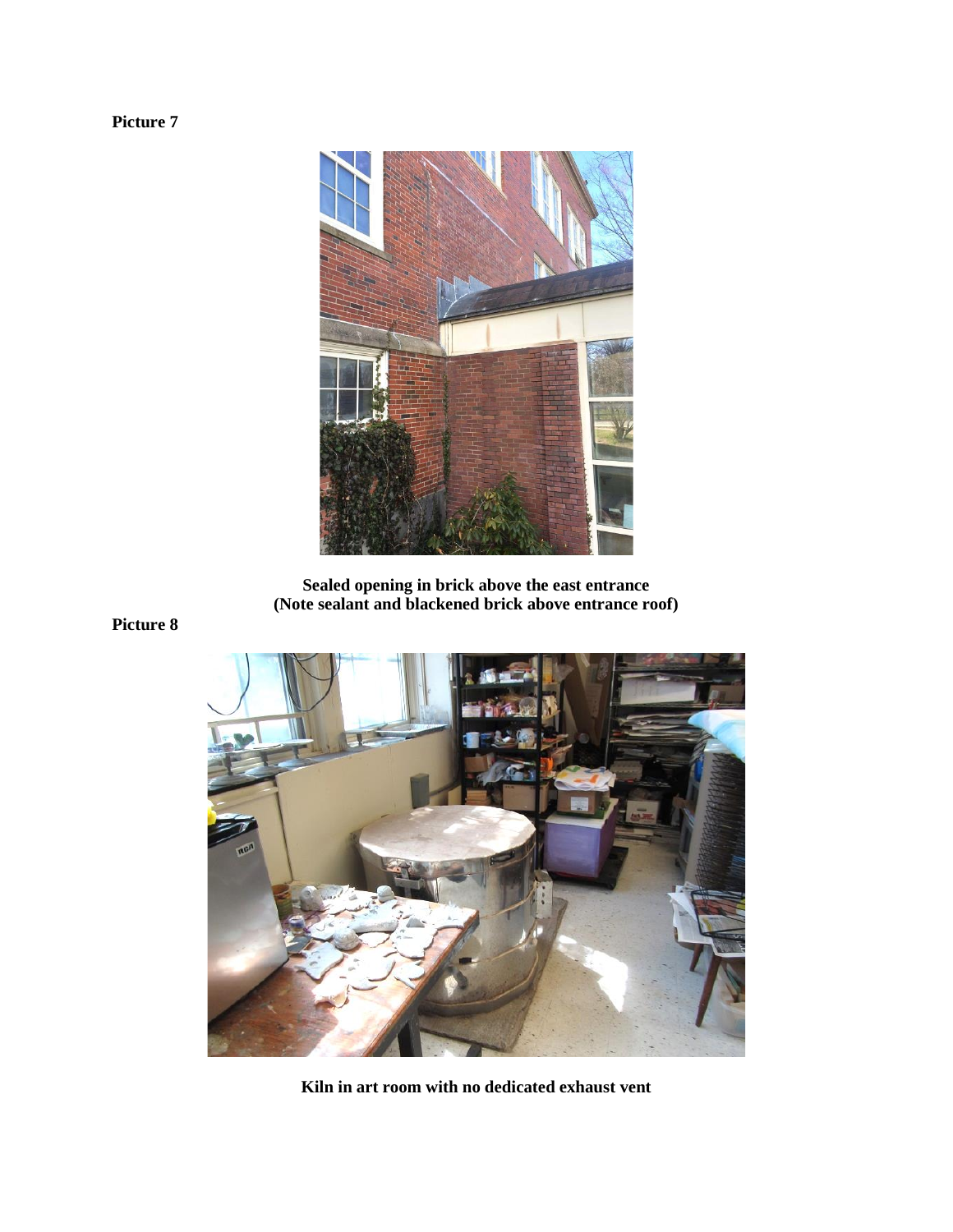**Picture 7**

**Sealed opening in brick above the east entrance**
**(Note sealant and blackened brick above entrance roof)**

**Picture 8**

**Kiln in art room with no dedicated exhaust vent**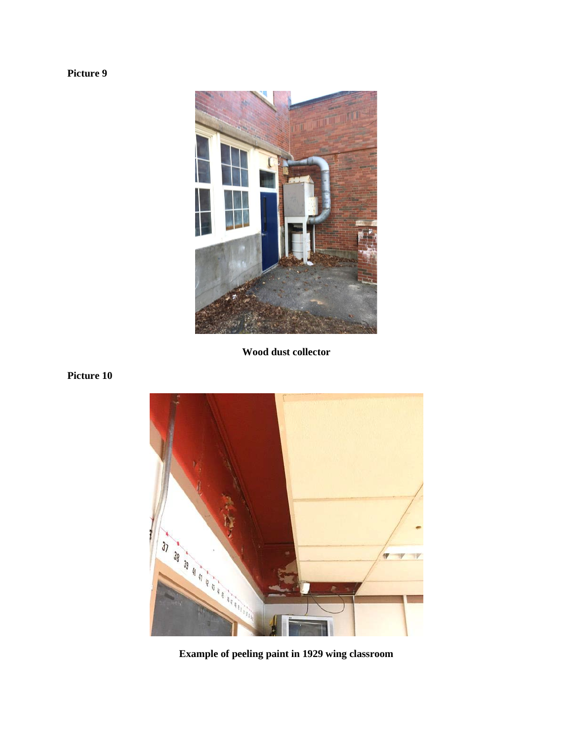**Picture 9**

**Wood dust collector**

**Picture 10**

**Example of peeling paint in 1929 wing classroom**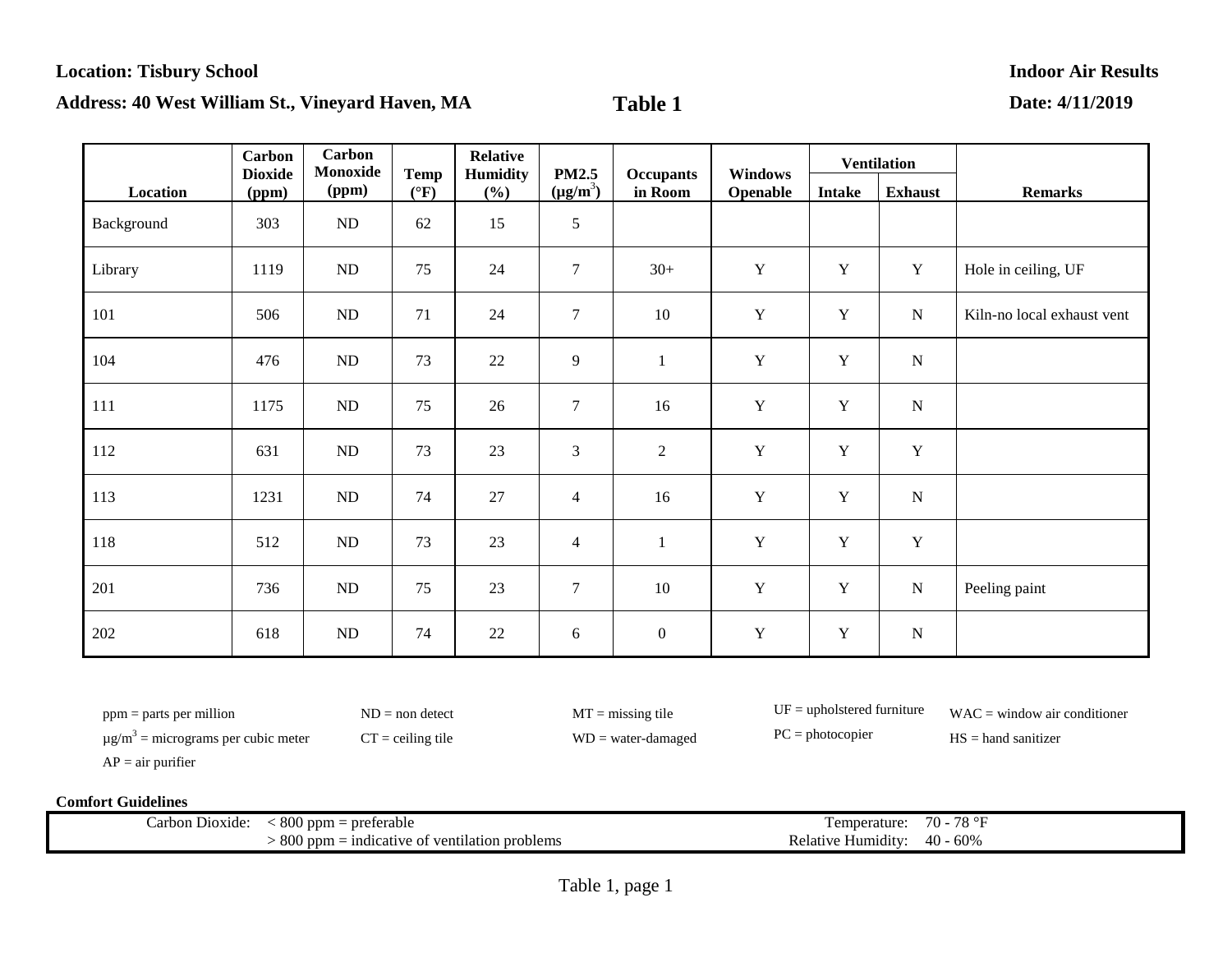**Location: Tisbury School** | **Indoor Air Results**

**Address: 40 West William St., Vineyard Haven, MA** | **Table 1** | **Date: 4/11/2019**

| Location | Carbon Dioxide (ppm) | Carbon Monoxide (ppm) | Temp (°F) | Relative Humidity (%) | PM2.5 ($\mu g/m^3$) | Occupants in Room | Windows Openable | Ventilation | | Remarks |
|---|---|---|---|---|---|---|---|---|---|---|
| | | | | | | | | Intake | Exhaust | |
| Background | 303 | ND | 62 | 15 | 5 | | | | | |
| Library | 1119 | ND | 75 | 24 | 7 | 30+ | Y | Y | Y | Hole in ceiling, UF |
| 101 | 506 | ND | 71 | 24 | 7 | 10 | Y | Y | N | Kiln-no local exhaust vent |
| 104 | 476 | ND | 73 | 22 | 9 | 1 | Y | Y | N | |
| 111 | 1175 | ND | 75 | 26 | 7 | 16 | Y | Y | N | |
| 112 | 631 | ND | 73 | 23 | 3 | 2 | Y | Y | Y | |
| 113 | 1231 | ND | 74 | 27 | 4 | 16 | Y | Y | N | |
| 118 | 512 | ND | 73 | 23 | 4 | 1 | Y | Y | Y | |
| 201 | 736 | ND | 75 | 23 | 7 | 10 | Y | Y | N | Peeling paint |
| 202 | 618 | ND | 74 | 22 | 6 | 0 | Y | Y | N | |

ppm = parts per million
$\mu g/m^3$ = micrograms per cubic meter
AP = air purifier
ND = non detect
CT = ceiling tile
MT = missing tile
WD = water-damaged
UF = upholstered furniture
PC = photocopier
WAC = window air conditioner
HS = hand sanitizer

**Comfort Guidelines**

| | | | |
|---|---|---|---|
| Carbon Dioxide: | < 800 ppm = preferable | Temperature: | 70 - 78 °F |
| | > 800 ppm = indicative of ventilation problems | Relative Humidity: | 40 - 60% |

Table 1, page 1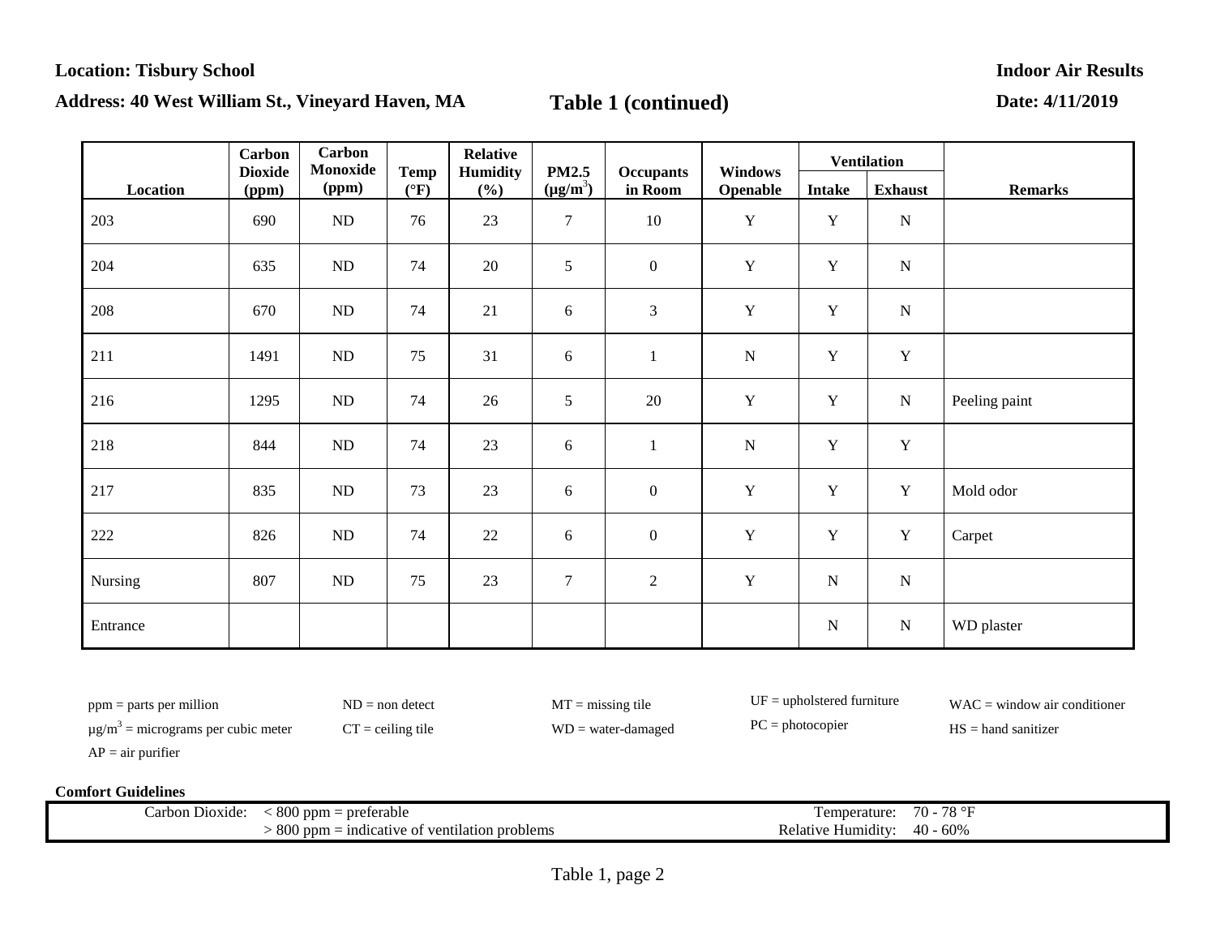**Location: Tisbury School**

**Address: 40 West William St., Vineyard Haven, MA**

**Table 1 (continued)**

**Indoor Air Results**

**Date: 4/11/2019**

| Location | Carbon Dioxide (ppm) | Carbon Monoxide (ppm) | Temp (°F) | Relative Humidity (%) | PM2.5 ($\mu g/m^3$) | Occupants in Room | Windows Openable | Ventilation | | Remarks |
|---|---|---|---|---|---|---|---|---|---|---|
| | | | | | | | | Intake | Exhaust | |
| 203 | 690 | ND | 76 | 23 | 7 | 10 | Y | Y | N | |
| 204 | 635 | ND | 74 | 20 | 5 | 0 | Y | Y | N | |
| 208 | 670 | ND | 74 | 21 | 6 | 3 | Y | Y | N | |
| 211 | 1491 | ND | 75 | 31 | 6 | 1 | N | Y | Y | |
| 216 | 1295 | ND | 74 | 26 | 5 | 20 | Y | Y | N | Peeling paint |
| 218 | 844 | ND | 74 | 23 | 6 | 1 | N | Y | Y | |
| 217 | 835 | ND | 73 | 23 | 6 | 0 | Y | Y | Y | Mold odor |
| 222 | 826 | ND | 74 | 22 | 6 | 0 | Y | Y | Y | Carpet |
| Nursing | 807 | ND | 75 | 23 | 7 | 2 | Y | N | N | |
| Entrance | | | | | | | | N | N | WD plaster |

ppm = parts per million
$\mu g/m^3$ = micrograms per cubic meter
AP = air purifier
ND = non detect
CT = ceiling tile
MT = missing tile
WD = water-damaged
UF = upholstered furniture
PC = photocopier
WAC = window air conditioner
HS = hand sanitizer

**Comfort Guidelines**

| | | | |
|---|---|---|---|
| Carbon Dioxide: | < 800 ppm = preferable | Temperature: | 70 - 78 °F |
| | > 800 ppm = indicative of ventilation problems | Relative Humidity: | 40 - 60% |

Table 1, page 2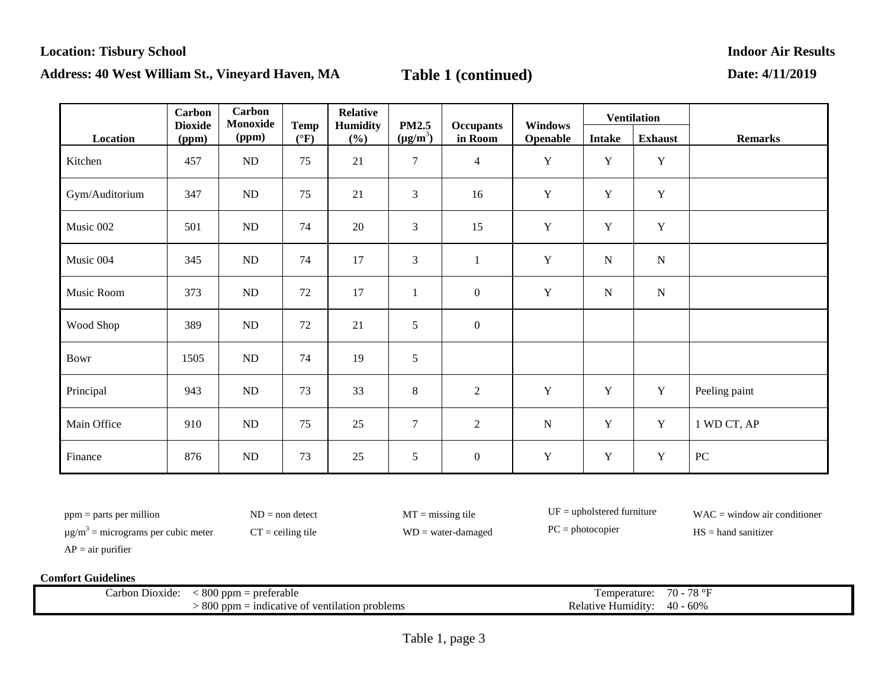**Location: Tisbury School**

**Address: 40 West William St., Vineyard Haven, MA**

**Table 1 (continued)**

**Indoor Air Results**

**Date: 4/11/2019**

| Location | Carbon Dioxide (ppm) | Carbon Monoxide (ppm) | Temp (°F) | Relative Humidity (%) | PM2.5 ($\mu g/m^3$) | Occupants in Room | Windows Openable | Ventilation | | Remarks |
|---|---|---|---|---|---|---|---|---|---|---|
| | | | | | | | | Intake | Exhaust | |
| Kitchen | 457 | ND | 75 | 21 | 7 | 4 | Y | Y | Y | |
| Gym/Auditorium | 347 | ND | 75 | 21 | 3 | 16 | Y | Y | Y | |
| Music 002 | 501 | ND | 74 | 20 | 3 | 15 | Y | Y | Y | |
| Music 004 | 345 | ND | 74 | 17 | 3 | 1 | Y | N | N | |
| Music Room | 373 | ND | 72 | 17 | 1 | 0 | Y | N | N | |
| Wood Shop | 389 | ND | 72 | 21 | 5 | 0 | | | | |
| Bowr | 1505 | ND | 74 | 19 | 5 | | | | | |
| Principal | 943 | ND | 73 | 33 | 8 | 2 | Y | Y | Y | Peeling paint |
| Main Office | 910 | ND | 75 | 25 | 7 | 2 | N | Y | Y | 1 WD CT, AP |
| Finance | 876 | ND | 73 | 25 | 5 | 0 | Y | Y | Y | PC |

ppm = parts per million
$\mu g/m^3$ = micrograms per cubic meter
AP = air purifier
ND = non detect
CT = ceiling tile
MT = missing tile
WD = water-damaged
UF = upholstered furniture
PC = photocopier
WAC = window air conditioner
HS = hand sanitizer

**Comfort Guidelines**

| | | | |
|---|---|---|---|
| Carbon Dioxide: | < 800 ppm = preferable | Temperature: | 70 - 78 °F |
| | > 800 ppm = indicative of ventilation problems | Relative Humidity: | 40 - 60% |

Table 1, page 3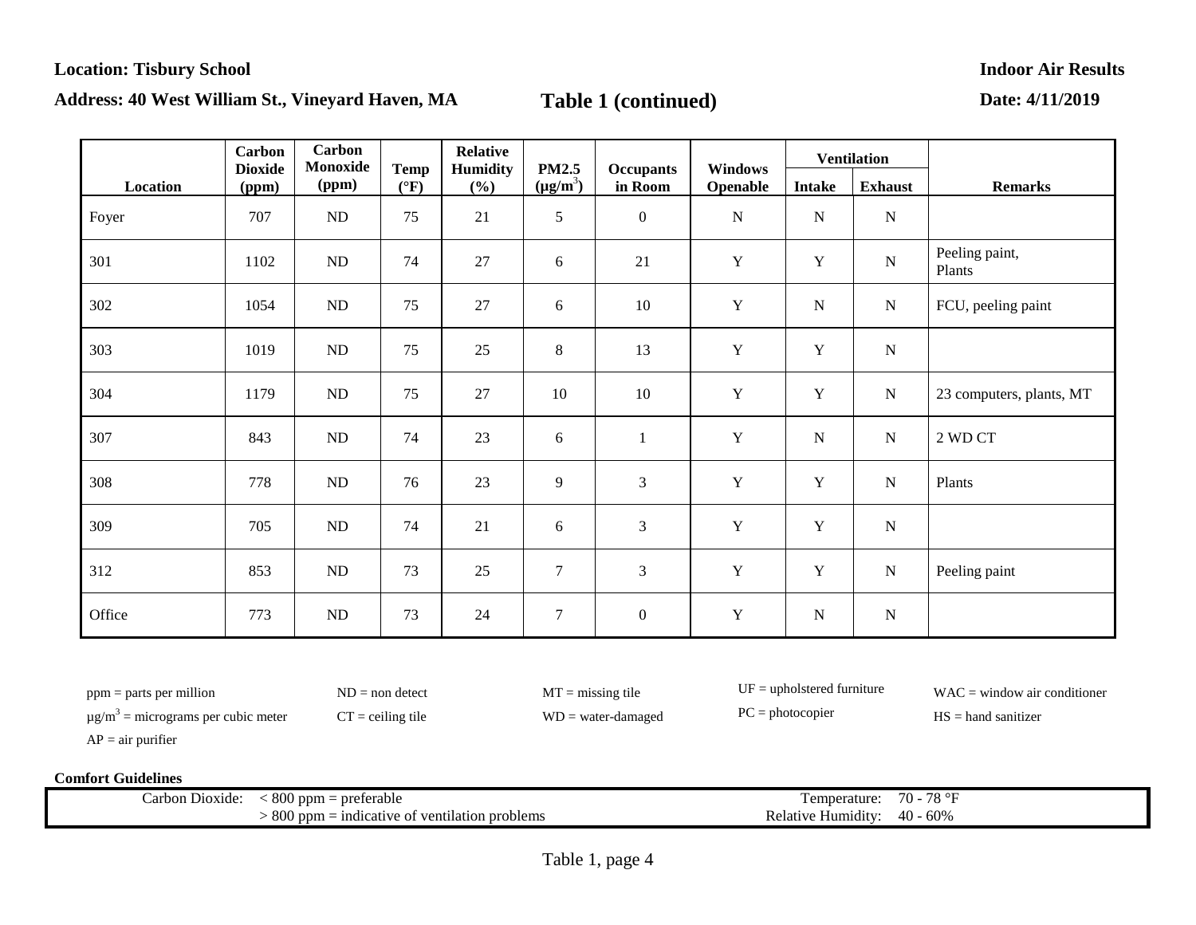**Location: Tisbury School**

**Address: 40 West William St., Vineyard Haven, MA**

**Indoor Air Results**

**Date: 4/11/2019**

## Table 1 (continued)

| Location | Carbon Dioxide (ppm) | Carbon Monoxide (ppm) | Temp (°F) | Relative Humidity (%) | PM2.5 ($\mu g/m^3$) | Occupants in Room | Windows Openable | Ventilation | | Remarks |
|---|---|---|---|---|---|---|---|---|---|---|
| | | | | | | | | Intake | Exhaust | |
| Foyer | 707 | ND | 75 | 21 | 5 | 0 | N | N | N | |
| 301 | 1102 | ND | 74 | 27 | 6 | 21 | Y | Y | N | Peeling paint, Plants |
| 302 | 1054 | ND | 75 | 27 | 6 | 10 | Y | N | N | FCU, peeling paint |
| 303 | 1019 | ND | 75 | 25 | 8 | 13 | Y | Y | N | |
| 304 | 1179 | ND | 75 | 27 | 10 | 10 | Y | Y | N | 23 computers, plants, MT |
| 307 | 843 | ND | 74 | 23 | 6 | 1 | Y | N | N | 2 WD CT |
| 308 | 778 | ND | 76 | 23 | 9 | 3 | Y | Y | N | Plants |
| 309 | 705 | ND | 74 | 21 | 6 | 3 | Y | Y | N | |
| 312 | 853 | ND | 73 | 25 | 7 | 3 | Y | Y | N | Peeling paint |
| Office | 773 | ND | 73 | 24 | 7 | 0 | Y | N | N | |

ppm = parts per million
$\mu g/m^3$ = micrograms per cubic meter
AP = air purifier
ND = non detect
CT = ceiling tile
MT = missing tile
WD = water-damaged
UF = upholstered furniture
PC = photocopier
WAC = window air conditioner
HS = hand sanitizer

**Comfort Guidelines**

| | | | |
|---|---|---|---|
| Carbon Dioxide: | < 800 ppm = preferable | Temperature: | 70 - 78 °F |
| | > 800 ppm = indicative of ventilation problems | Relative Humidity: | 40 - 60% |

Table 1, page 4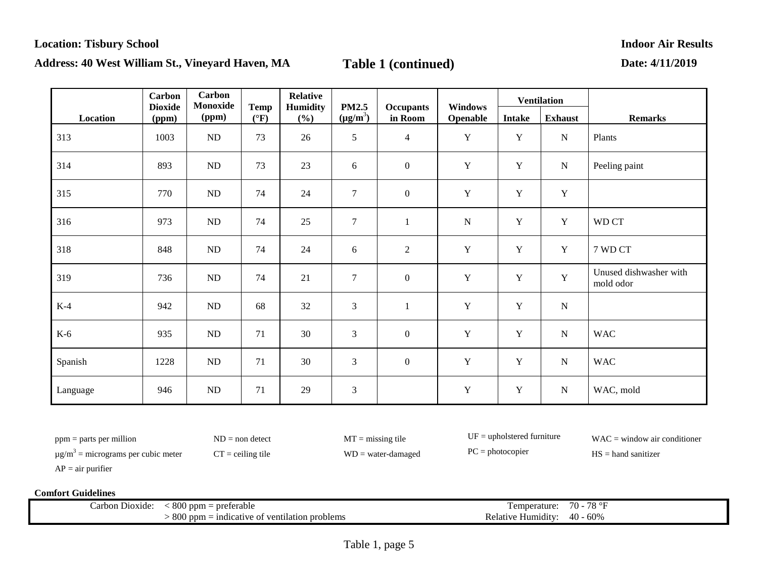**Location: Tisbury School**

**Address: 40 West William St., Vineyard Haven, MA**

**Table 1 (continued)**

**Indoor Air Results**

**Date: 4/11/2019**

| Location | Carbon Dioxide (ppm) | Carbon Monoxide (ppm) | Temp (°F) | Relative Humidity (%) | PM2.5 (μg/m$^3$) | Occupants in Room | Windows Openable | Ventilation | | Remarks |
|---|---|---|---|---|---|---|---|---|---|---|
| | | | | | | | | Intake | Exhaust | |
| 313 | 1003 | ND | 73 | 26 | 5 | 4 | Y | Y | N | Plants |
| 314 | 893 | ND | 73 | 23 | 6 | 0 | Y | Y | N | Peeling paint |
| 315 | 770 | ND | 74 | 24 | 7 | 0 | Y | Y | Y | |
| 316 | 973 | ND | 74 | 25 | 7 | 1 | N | Y | Y | WD CT |
| 318 | 848 | ND | 74 | 24 | 6 | 2 | Y | Y | Y | 7 WD CT |
| 319 | 736 | ND | 74 | 21 | 7 | 0 | Y | Y | Y | Unused dishwasher with mold odor |
| K-4 | 942 | ND | 68 | 32 | 3 | 1 | Y | Y | N | |
| K-6 | 935 | ND | 71 | 30 | 3 | 0 | Y | Y | N | WAC |
| Spanish | 1228 | ND | 71 | 30 | 3 | 0 | Y | Y | N | WAC |
| Language | 946 | ND | 71 | 29 | 3 | | Y | Y | N | WAC, mold |

ppm = parts per million
μg/m$^3$ = micrograms per cubic meter
AP = air purifier
ND = non detect
CT = ceiling tile
MT = missing tile
WD = water-damaged
UF = upholstered furniture
PC = photocopier
WAC = window air conditioner
HS = hand sanitizer

**Comfort Guidelines**

| | | | |
|---|---|---|---|
| Carbon Dioxide: | < 800 ppm = preferable | Temperature: | 70 - 78 °F |
| | > 800 ppm = indicative of ventilation problems | Relative Humidity: | 40 - 60% |

Table 1, page 5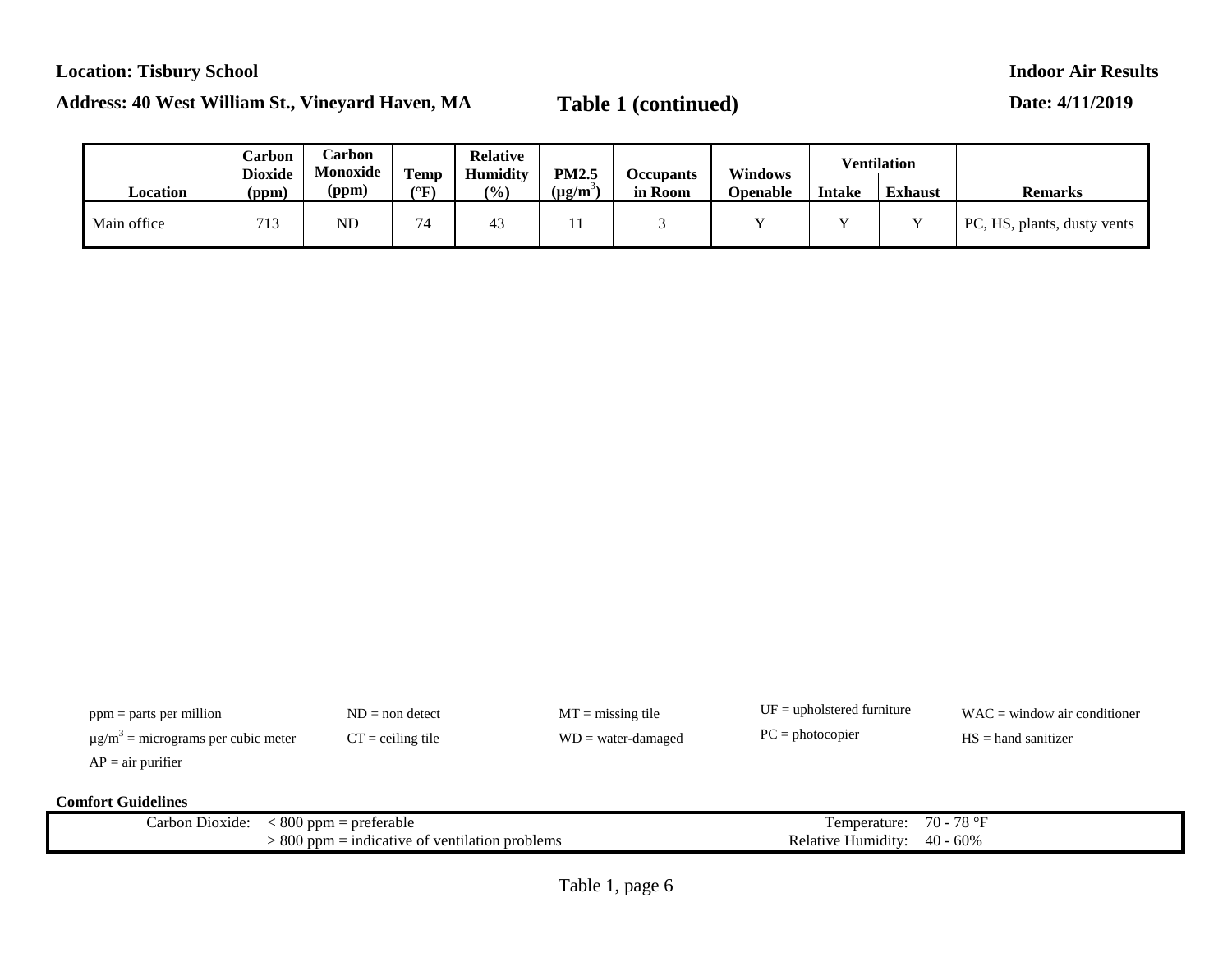**Location: Tisbury School**

**Indoor Air Results**

**Address: 40 West William St., Vineyard Haven, MA**

**Table 1 (continued)**

**Date: 4/11/2019**

| Location | Carbon Dioxide (ppm) | Carbon Monoxide (ppm) | Temp (°F) | Relative Humidity (%) | PM2.5 (µg/m$^3$) | Occupants in Room | Windows Openable | Ventilation | | Remarks |
|---|---|---|---|---|---|---|---|---|---|---|
| | | | | | | | | Intake | Exhaust | |
| Main office | 713 | ND | 74 | 43 | 11 | 3 | Y | Y | Y | PC, HS, plants, dusty vents |

ppm = parts per million

µg/m$^3$ = micrograms per cubic meter

AP = air purifier

ND = non detect

CT = ceiling tile

MT = missing tile

WD = water-damaged

UF = upholstered furniture

PC = photocopier

WAC = window air conditioner

HS = hand sanitizer

**Comfort Guidelines**

| | | | |
|---|---|---|---|
| Carbon Dioxide: | < 800 ppm = preferable | Temperature: | 70 - 78 °F |
| | > 800 ppm = indicative of ventilation problems | Relative Humidity: | 40 - 60% |

Table 1, page 6